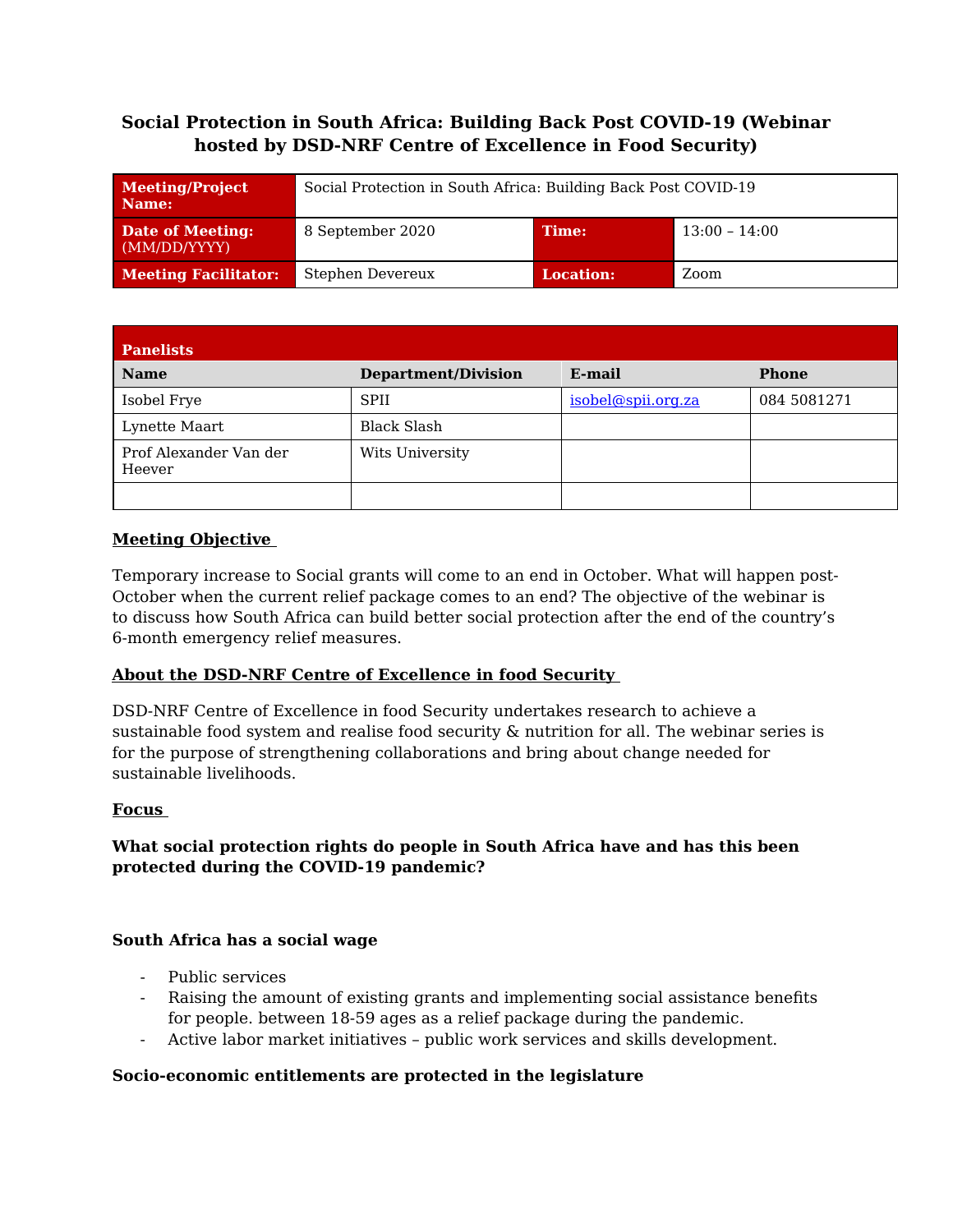# Social Protection in South Africa: Building Back Post COVID-19 (Webinar hosted by DSD-NRF Centre of Excellence in Food Security)

| **Meeting/Project Name:** | Social Protection in South Africa: Building Back Post COVID-19 | | |
|---|---|---|---|
| **Date of Meeting:** (MM/DD/YYYY) | 8 September 2020 | **Time:** | 13:00 – 14:00 |
| **Meeting Facilitator:** | Stephen Devereux | **Location:** | Zoom |

| **Panelists** | | | |
|---|---|---|---|
| **Name** | **Department/Division** | **E-mail** | **Phone** |
| Isobel Frye | SPII | isobel@spii.org.za | 084 5081271 |
| Lynette Maart | Black Slash | | |
| Prof Alexander Van der Heever | Wits University | | |
| | | | |

**Meeting Objective**

Temporary increase to Social grants will come to an end in October. What will happen post-October when the current relief package comes to an end? The objective of the webinar is to discuss how South Africa can build better social protection after the end of the country's 6-month emergency relief measures.

**About the DSD-NRF Centre of Excellence in food Security**

DSD-NRF Centre of Excellence in food Security undertakes research to achieve a sustainable food system and realise food security & nutrition for all. The webinar series is for the purpose of strengthening collaborations and bring about change needed for sustainable livelihoods.

**Focus**

**What social protection rights do people in South Africa have and has this been protected during the COVID-19 pandemic?**

**South Africa has a social wage**

- Public services
- Raising the amount of existing grants and implementing social assistance benefits for people. between 18-59 ages as a relief package during the pandemic.
- Active labor market initiatives – public work services and skills development.

**Socio-economic entitlements are protected in the legislature**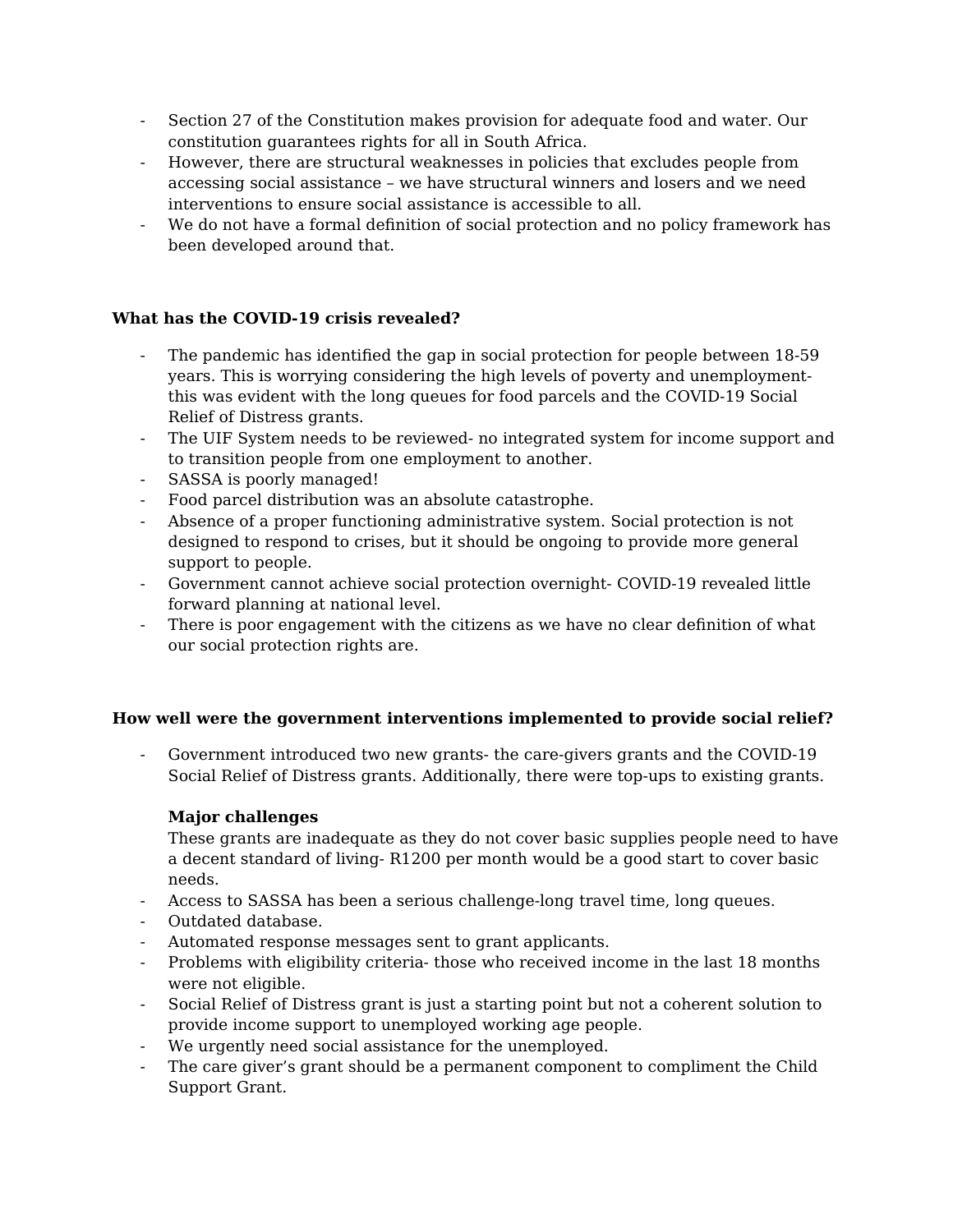- Section 27 of the Constitution makes provision for adequate food and water. Our constitution guarantees rights for all in South Africa.
- However, there are structural weaknesses in policies that excludes people from accessing social assistance – we have structural winners and losers and we need interventions to ensure social assistance is accessible to all.
- We do not have a formal definition of social protection and no policy framework has been developed around that.

**What has the COVID-19 crisis revealed?**

- The pandemic has identified the gap in social protection for people between 18-59 years. This is worrying considering the high levels of poverty and unemployment- this was evident with the long queues for food parcels and the COVID-19 Social Relief of Distress grants.
- The UIF System needs to be reviewed- no integrated system for income support and to transition people from one employment to another.
- SASSA is poorly managed!
- Food parcel distribution was an absolute catastrophe.
- Absence of a proper functioning administrative system. Social protection is not designed to respond to crises, but it should be ongoing to provide more general support to people.
- Government cannot achieve social protection overnight- COVID-19 revealed little forward planning at national level.
- There is poor engagement with the citizens as we have no clear definition of what our social protection rights are.

**How well were the government interventions implemented to provide social relief?**

- Government introduced two new grants- the care-givers grants and the COVID-19 Social Relief of Distress grants. Additionally, there were top-ups to existing grants.

  **Major challenges**

  These grants are inadequate as they do not cover basic supplies people need to have a decent standard of living- R1200 per month would be a good start to cover basic needs.
- Access to SASSA has been a serious challenge-long travel time, long queues.
- Outdated database.
- Automated response messages sent to grant applicants.
- Problems with eligibility criteria- those who received income in the last 18 months were not eligible.
- Social Relief of Distress grant is just a starting point but not a coherent solution to provide income support to unemployed working age people.
- We urgently need social assistance for the unemployed.
- The care giver's grant should be a permanent component to compliment the Child Support Grant.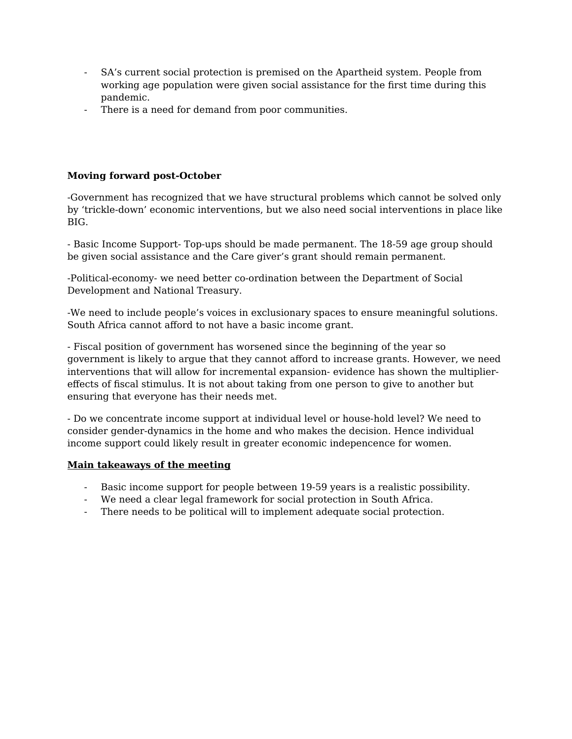- SA's current social protection is premised on the Apartheid system. People from working age population were given social assistance for the first time during this pandemic.
- There is a need for demand from poor communities.

**Moving forward post-October**

-Government has recognized that we have structural problems which cannot be solved only by 'trickle-down' economic interventions, but we also need social interventions in place like BIG.

- Basic Income Support- Top-ups should be made permanent. The 18-59 age group should be given social assistance and the Care giver's grant should remain permanent.

-Political-economy- we need better co-ordination between the Department of Social Development and National Treasury.

-We need to include people's voices in exclusionary spaces to ensure meaningful solutions. South Africa cannot afford to not have a basic income grant.

- Fiscal position of government has worsened since the beginning of the year so government is likely to argue that they cannot afford to increase grants. However, we need interventions that will allow for incremental expansion- evidence has shown the multiplier-effects of fiscal stimulus. It is not about taking from one person to give to another but ensuring that everyone has their needs met.

- Do we concentrate income support at individual level or house-hold level? We need to consider gender-dynamics in the home and who makes the decision. Hence individual income support could likely result in greater economic indepencence for women.

**<u>Main takeaways of the meeting</u>**

- Basic income support for people between 19-59 years is a realistic possibility.
- We need a clear legal framework for social protection in South Africa.
- There needs to be political will to implement adequate social protection.